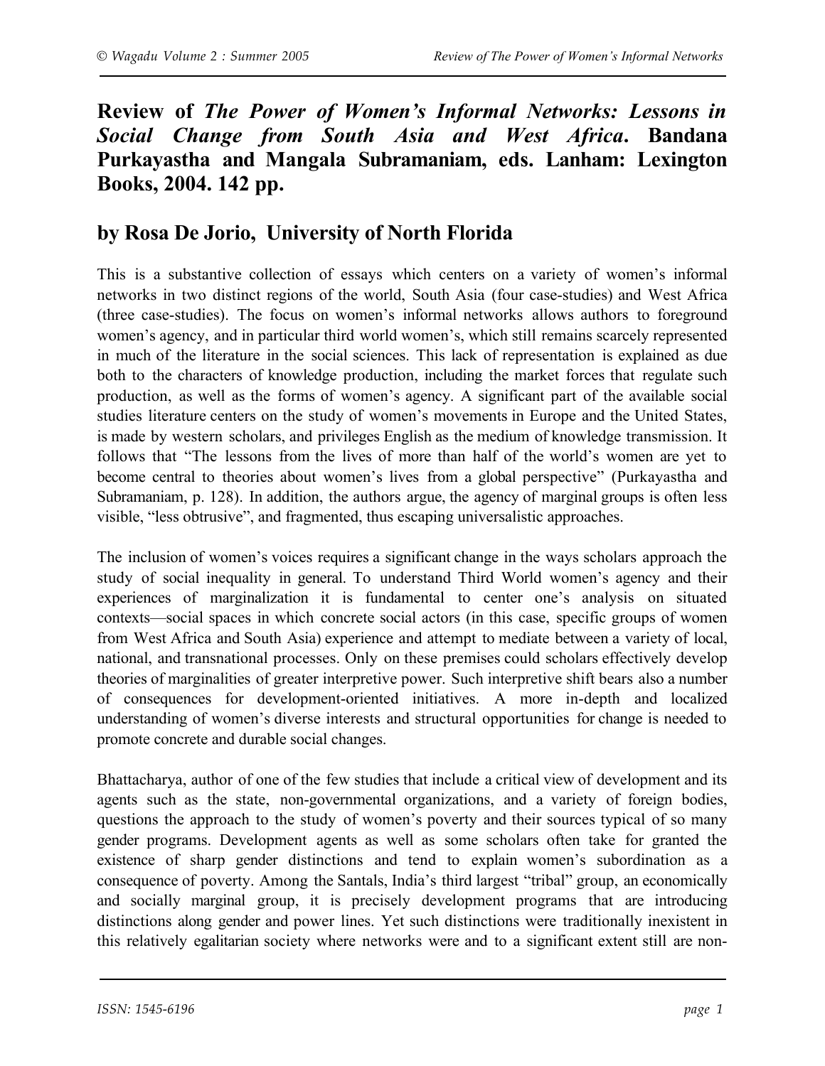# Review of *The Power of Women's Informal Networks: Lessons in Social Change from South Asia and West Africa*. Bandana Purkayastha and Mangala Subramaniam, eds. Lanham: Lexington Books, 2004. 142 pp.

## by Rosa De Jorio, University of North Florida

This is a substantive collection of essays which centers on a variety of women's informal networks in two distinct regions of the world, South Asia (four case-studies) and West Africa (three case-studies). The focus on women's informal networks allows authors to foreground women's agency, and in particular third world women's, which still remains scarcely represented in much of the literature in the social sciences. This lack of representation is explained as due both to the characters of knowledge production, including the market forces that regulate such production, as well as the forms of women's agency. A significant part of the available social studies literature centers on the study of women's movements in Europe and the United States, is made by western scholars, and privileges English as the medium of knowledge transmission. It follows that "The lessons from the lives of more than half of the world's women are yet to become central to theories about women's lives from a global perspective" (Purkayastha and Subramaniam, p. 128). In addition, the authors argue, the agency of marginal groups is often less visible, "less obtrusive", and fragmented, thus escaping universalistic approaches.

The inclusion of women's voices requires a significant change in the ways scholars approach the study of social inequality in general. To understand Third World women's agency and their experiences of marginalization it is fundamental to center one's analysis on situated contexts—social spaces in which concrete social actors (in this case, specific groups of women from West Africa and South Asia) experience and attempt to mediate between a variety of local, national, and transnational processes. Only on these premises could scholars effectively develop theories of marginalities of greater interpretive power. Such interpretive shift bears also a number of consequences for development-oriented initiatives. A more in-depth and localized understanding of women's diverse interests and structural opportunities for change is needed to promote concrete and durable social changes.

Bhattacharya, author of one of the few studies that include a critical view of development and its agents such as the state, non-governmental organizations, and a variety of foreign bodies, questions the approach to the study of women's poverty and their sources typical of so many gender programs. Development agents as well as some scholars often take for granted the existence of sharp gender distinctions and tend to explain women's subordination as a consequence of poverty. Among the Santals, India's third largest "tribal" group, an economically and socially marginal group, it is precisely development programs that are introducing distinctions along gender and power lines. Yet such distinctions were traditionally inexistent in this relatively egalitarian society where networks were and to a significant extent still are non-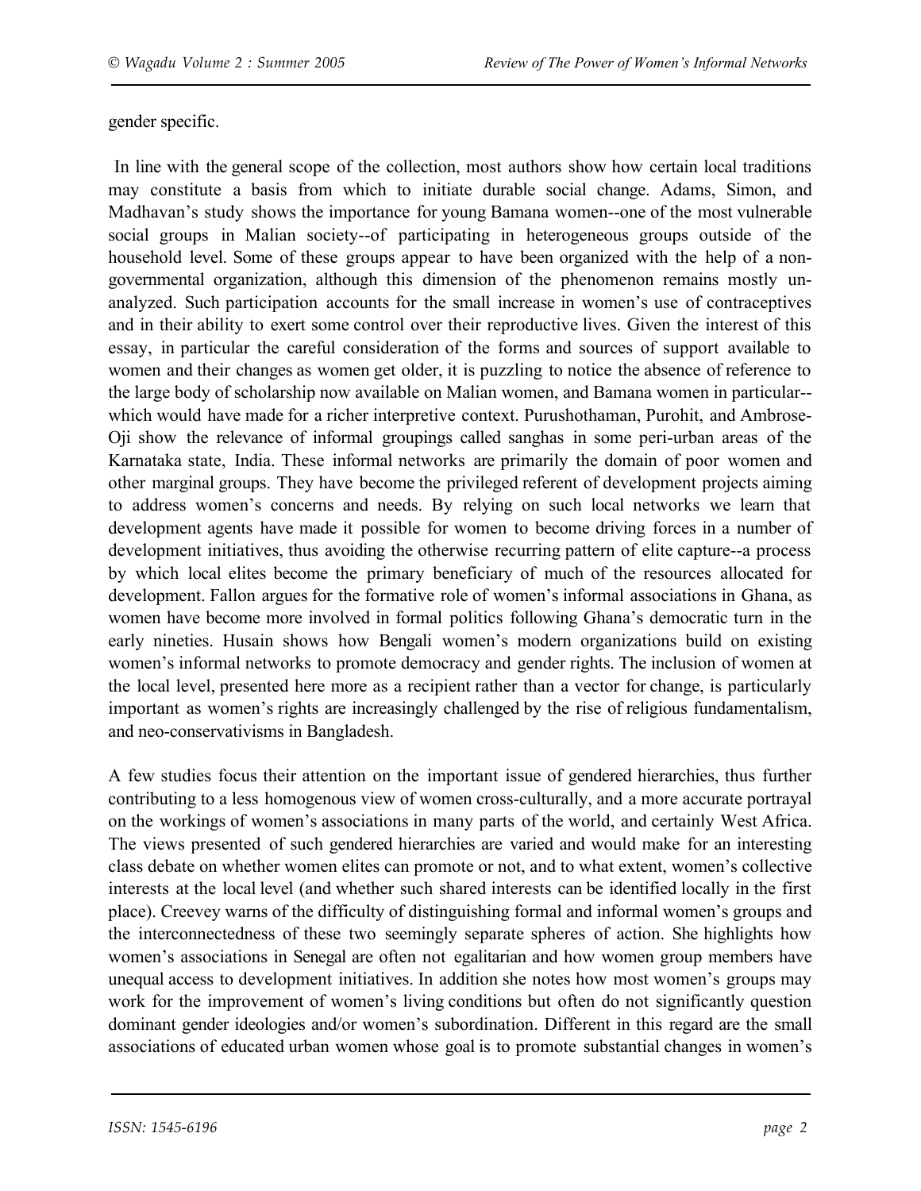gender specific.

In line with the general scope of the collection, most authors show how certain local traditions may constitute a basis from which to initiate durable social change. Adams, Simon, and Madhavan's study shows the importance for young Bamana women--one of the most vulnerable social groups in Malian society--of participating in heterogeneous groups outside of the household level. Some of these groups appear to have been organized with the help of a non-governmental organization, although this dimension of the phenomenon remains mostly un-analyzed. Such participation accounts for the small increase in women's use of contraceptives and in their ability to exert some control over their reproductive lives. Given the interest of this essay, in particular the careful consideration of the forms and sources of support available to women and their changes as women get older, it is puzzling to notice the absence of reference to the large body of scholarship now available on Malian women, and Bamana women in particular--which would have made for a richer interpretive context. Purushothaman, Purohit, and Ambrose-Oji show the relevance of informal groupings called sanghas in some peri-urban areas of the Karnataka state, India. These informal networks are primarily the domain of poor women and other marginal groups. They have become the privileged referent of development projects aiming to address women's concerns and needs. By relying on such local networks we learn that development agents have made it possible for women to become driving forces in a number of development initiatives, thus avoiding the otherwise recurring pattern of elite capture--a process by which local elites become the primary beneficiary of much of the resources allocated for development. Fallon argues for the formative role of women's informal associations in Ghana, as women have become more involved in formal politics following Ghana's democratic turn in the early nineties. Husain shows how Bengali women's modern organizations build on existing women's informal networks to promote democracy and gender rights. The inclusion of women at the local level, presented here more as a recipient rather than a vector for change, is particularly important as women's rights are increasingly challenged by the rise of religious fundamentalism, and neo-conservativisms in Bangladesh.

A few studies focus their attention on the important issue of gendered hierarchies, thus further contributing to a less homogenous view of women cross-culturally, and a more accurate portrayal on the workings of women's associations in many parts of the world, and certainly West Africa. The views presented of such gendered hierarchies are varied and would make for an interesting class debate on whether women elites can promote or not, and to what extent, women's collective interests at the local level (and whether such shared interests can be identified locally in the first place). Creevey warns of the difficulty of distinguishing formal and informal women's groups and the interconnectedness of these two seemingly separate spheres of action. She highlights how women's associations in Senegal are often not egalitarian and how women group members have unequal access to development initiatives. In addition she notes how most women's groups may work for the improvement of women's living conditions but often do not significantly question dominant gender ideologies and/or women's subordination. Different in this regard are the small associations of educated urban women whose goal is to promote substantial changes in women's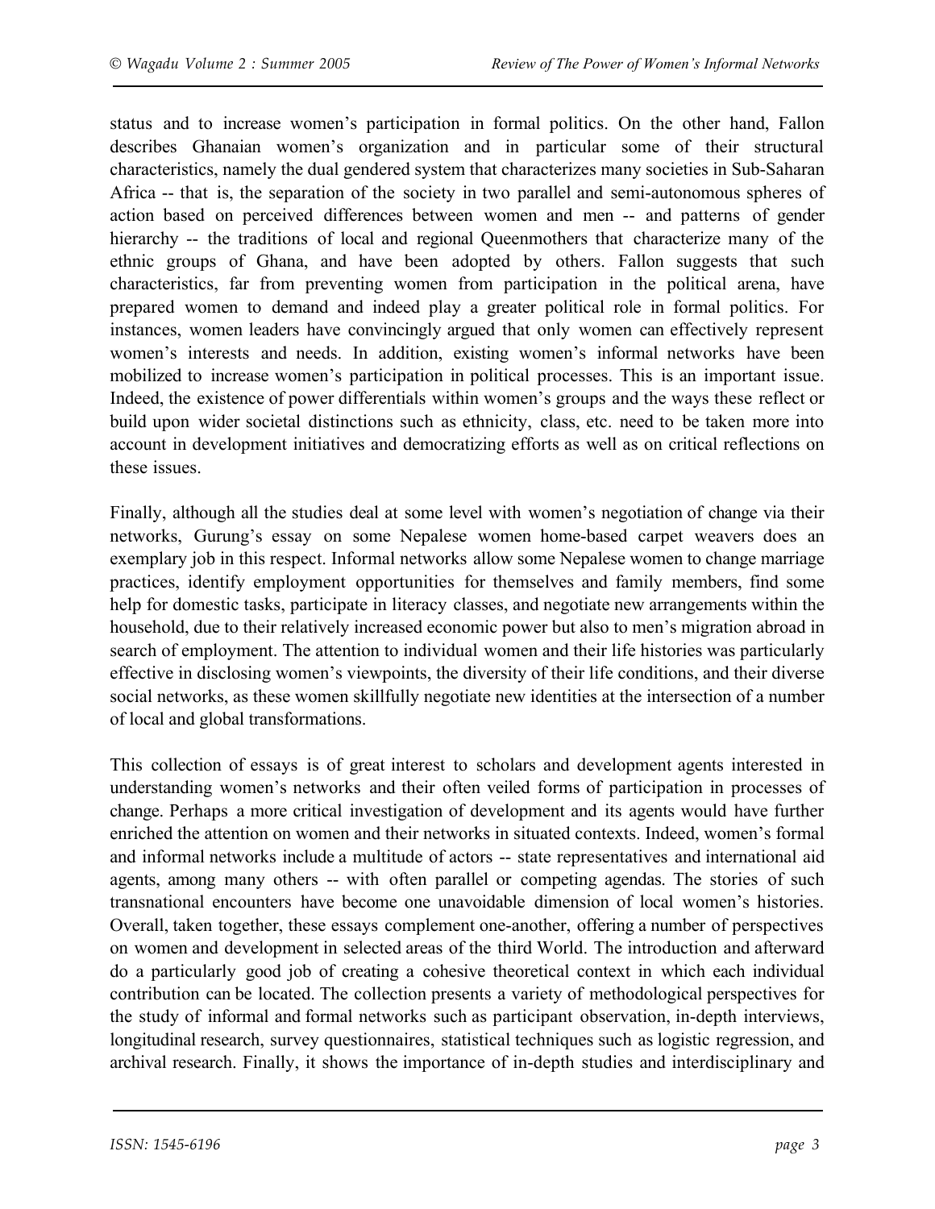status and to increase women's participation in formal politics. On the other hand, Fallon describes Ghanaian women's organization and in particular some of their structural characteristics, namely the dual gendered system that characterizes many societies in Sub-Saharan Africa -- that is, the separation of the society in two parallel and semi-autonomous spheres of action based on perceived differences between women and men -- and patterns of gender hierarchy -- the traditions of local and regional Queenmothers that characterize many of the ethnic groups of Ghana, and have been adopted by others. Fallon suggests that such characteristics, far from preventing women from participation in the political arena, have prepared women to demand and indeed play a greater political role in formal politics. For instances, women leaders have convincingly argued that only women can effectively represent women's interests and needs. In addition, existing women's informal networks have been mobilized to increase women's participation in political processes. This is an important issue. Indeed, the existence of power differentials within women's groups and the ways these reflect or build upon wider societal distinctions such as ethnicity, class, etc. need to be taken more into account in development initiatives and democratizing efforts as well as on critical reflections on these issues.

Finally, although all the studies deal at some level with women's negotiation of change via their networks, Gurung's essay on some Nepalese women home-based carpet weavers does an exemplary job in this respect. Informal networks allow some Nepalese women to change marriage practices, identify employment opportunities for themselves and family members, find some help for domestic tasks, participate in literacy classes, and negotiate new arrangements within the household, due to their relatively increased economic power but also to men's migration abroad in search of employment. The attention to individual women and their life histories was particularly effective in disclosing women's viewpoints, the diversity of their life conditions, and their diverse social networks, as these women skillfully negotiate new identities at the intersection of a number of local and global transformations.

This collection of essays is of great interest to scholars and development agents interested in understanding women's networks and their often veiled forms of participation in processes of change. Perhaps a more critical investigation of development and its agents would have further enriched the attention on women and their networks in situated contexts. Indeed, women's formal and informal networks include a multitude of actors -- state representatives and international aid agents, among many others -- with often parallel or competing agendas. The stories of such transnational encounters have become one unavoidable dimension of local women's histories. Overall, taken together, these essays complement one-another, offering a number of perspectives on women and development in selected areas of the third World. The introduction and afterward do a particularly good job of creating a cohesive theoretical context in which each individual contribution can be located. The collection presents a variety of methodological perspectives for the study of informal and formal networks such as participant observation, in-depth interviews, longitudinal research, survey questionnaires, statistical techniques such as logistic regression, and archival research. Finally, it shows the importance of in-depth studies and interdisciplinary and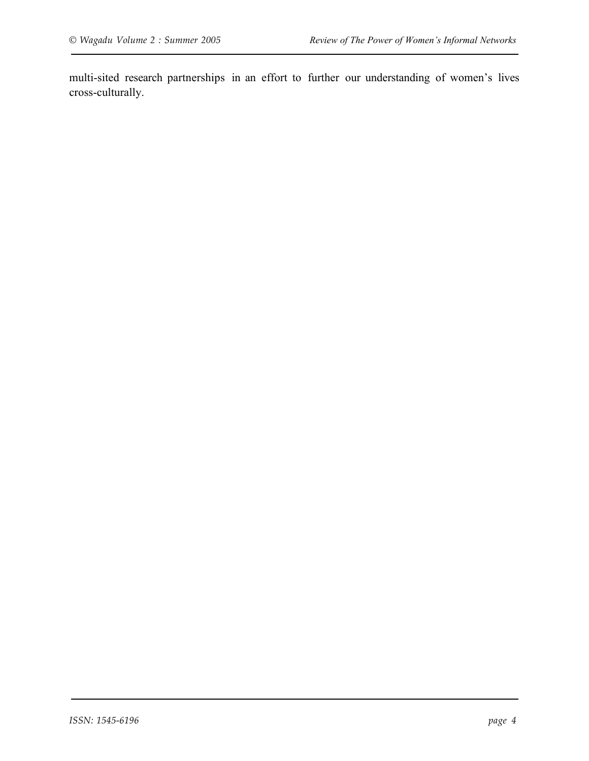multi-sited research partnerships in an effort to further our understanding of women's lives cross-culturally.